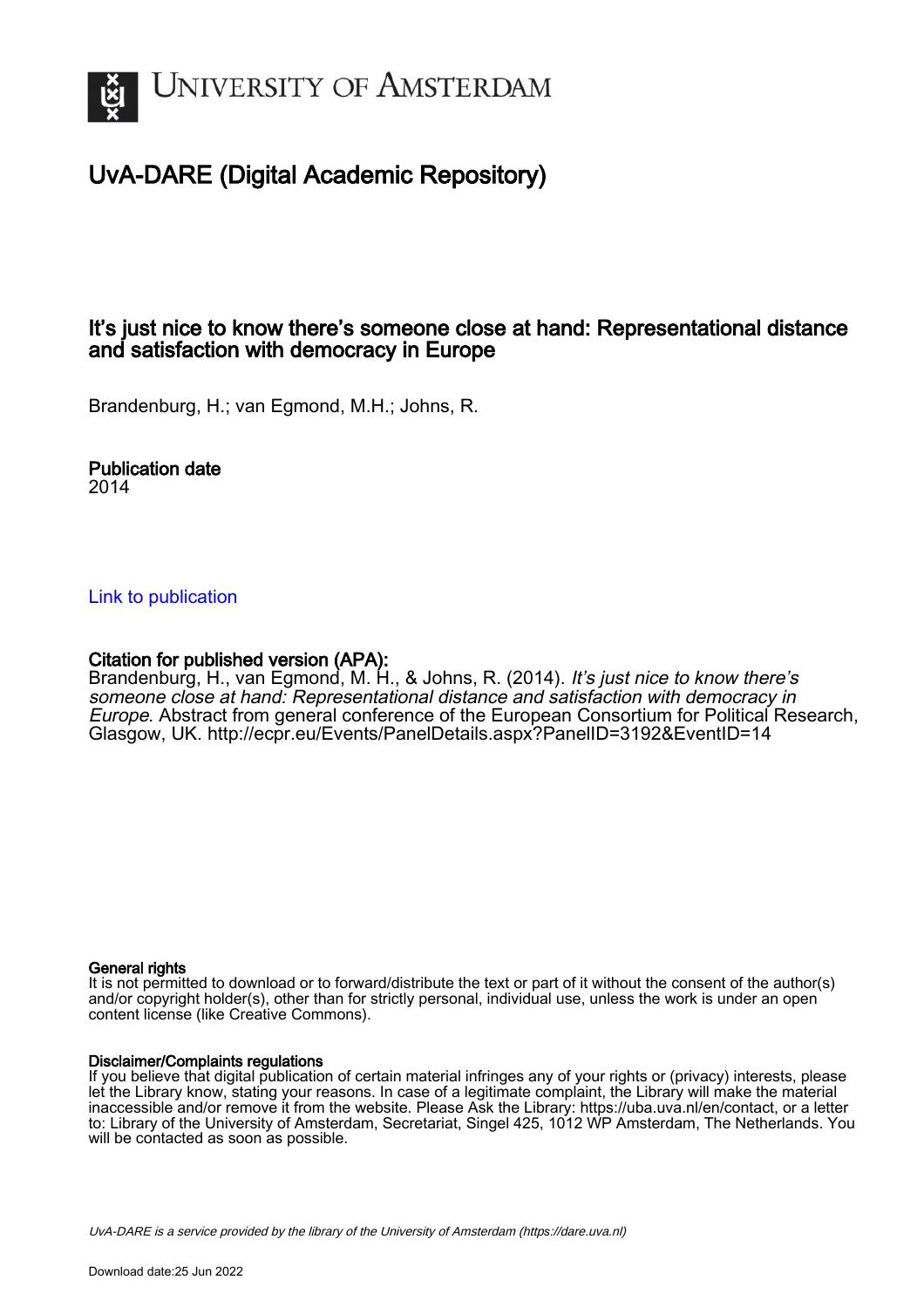# University of Amsterdam

## UvA-DARE (Digital Academic Repository)

### It's just nice to know there's someone close at hand: Representational distance and satisfaction with democracy in Europe

Brandenburg, H.; van Egmond, M.H.; Johns, R.

**Publication date**
2014

Link to publication

**Citation for published version (APA):**
Brandenburg, H., van Egmond, M. H., & Johns, R. (2014). *It's just nice to know there's someone close at hand: Representational distance and satisfaction with democracy in Europe*. Abstract from general conference of the European Consortium for Political Research, Glasgow, UK. http://ecpr.eu/Events/PanelDetails.aspx?PanelID=3192&EventID=14

**General rights**
It is not permitted to download or to forward/distribute the text or part of it without the consent of the author(s) and/or copyright holder(s), other than for strictly personal, individual use, unless the work is under an open content license (like Creative Commons).

**Disclaimer/Complaints regulations**
If you believe that digital publication of certain material infringes any of your rights or (privacy) interests, please let the Library know, stating your reasons. In case of a legitimate complaint, the Library will make the material inaccessible and/or remove it from the website. Please Ask the Library: https://uba.uva.nl/en/contact, or a letter to: Library of the University of Amsterdam, Secretariat, Singel 425, 1012 WP Amsterdam, The Netherlands. You will be contacted as soon as possible.

UvA-DARE is a service provided by the library of the University of Amsterdam (https://dare.uva.nl)

Download date:25 Jun 2022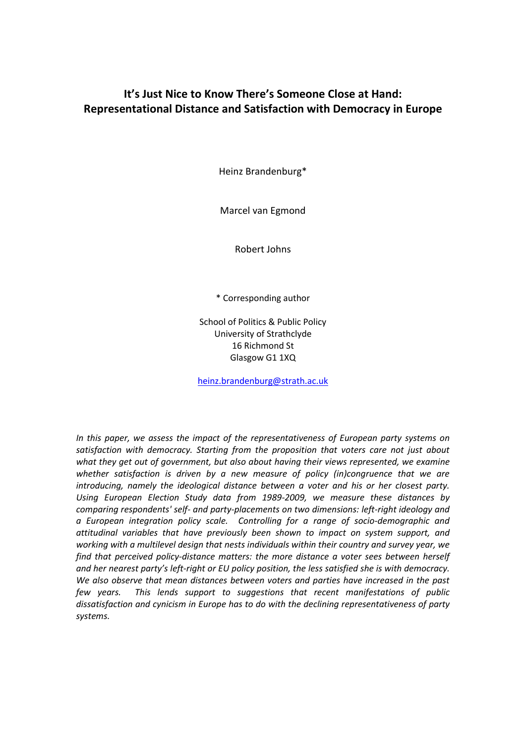# It's Just Nice to Know There's Someone Close at Hand: Representational Distance and Satisfaction with Democracy in Europe

Heinz Brandenburg*

Marcel van Egmond

Robert Johns

\* Corresponding author

School of Politics & Public Policy
University of Strathclyde
16 Richmond St
Glasgow G1 1XQ

heinz.brandenburg@strath.ac.uk

*In this paper, we assess the impact of the representativeness of European party systems on satisfaction with democracy. Starting from the proposition that voters care not just about what they get out of government, but also about having their views represented, we examine whether satisfaction is driven by a new measure of policy (in)congruence that we are introducing, namely the ideological distance between a voter and his or her closest party. Using European Election Study data from 1989-2009, we measure these distances by comparing respondents' self- and party-placements on two dimensions: left-right ideology and a European integration policy scale. Controlling for a range of socio-demographic and attitudinal variables that have previously been shown to impact on system support, and working with a multilevel design that nests individuals within their country and survey year, we find that perceived policy-distance matters: the more distance a voter sees between herself and her nearest party's left-right or EU policy position, the less satisfied she is with democracy. We also observe that mean distances between voters and parties have increased in the past few years. This lends support to suggestions that recent manifestations of public dissatisfaction and cynicism in Europe has to do with the declining representativeness of party systems.*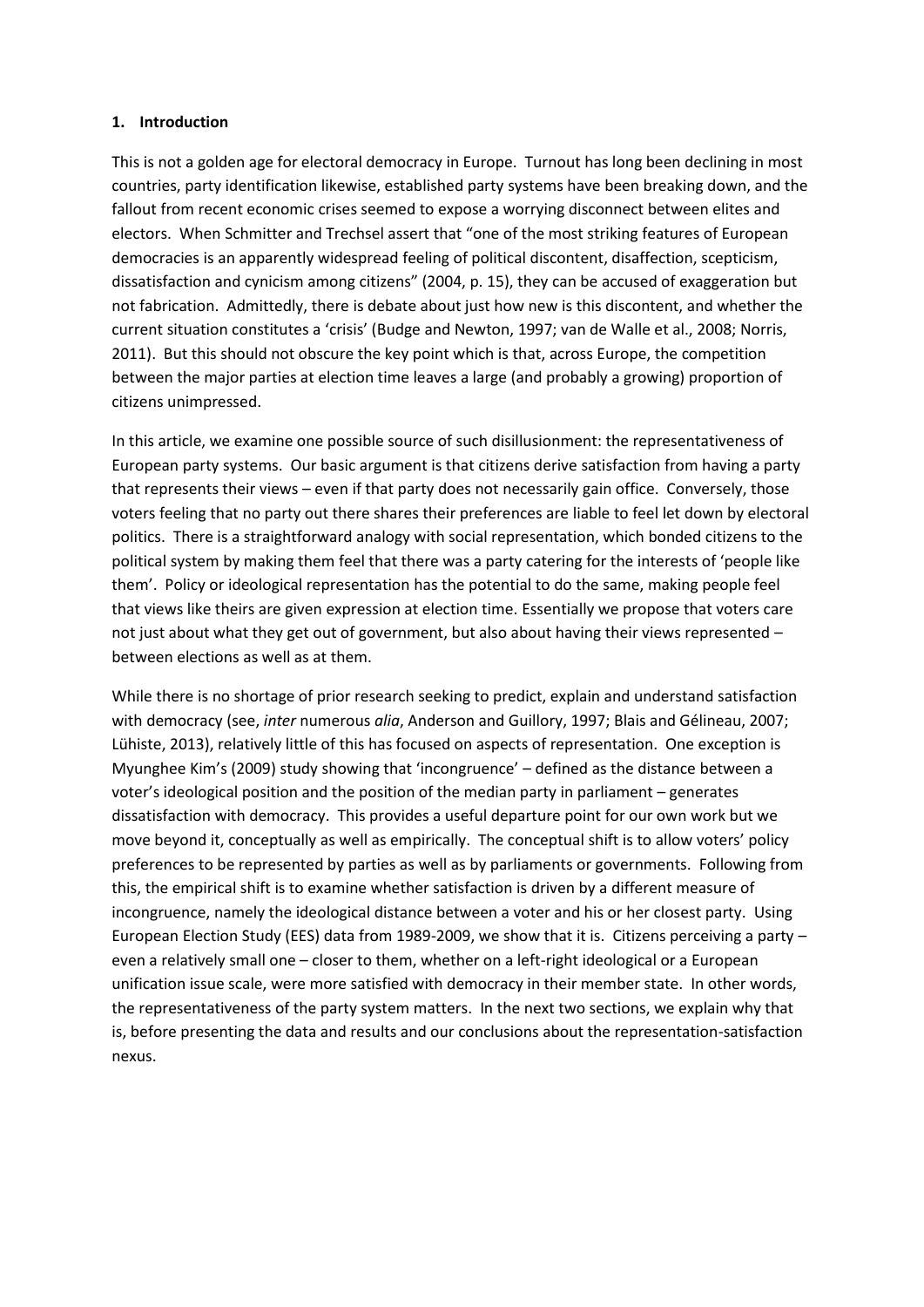## 1. Introduction

This is not a golden age for electoral democracy in Europe. Turnout has long been declining in most countries, party identification likewise, established party systems have been breaking down, and the fallout from recent economic crises seemed to expose a worrying disconnect between elites and electors. When Schmitter and Trechsel assert that "one of the most striking features of European democracies is an apparently widespread feeling of political discontent, disaffection, scepticism, dissatisfaction and cynicism among citizens" (2004, p. 15), they can be accused of exaggeration but not fabrication. Admittedly, there is debate about just how new is this discontent, and whether the current situation constitutes a 'crisis' (Budge and Newton, 1997; van de Walle et al., 2008; Norris, 2011). But this should not obscure the key point which is that, across Europe, the competition between the major parties at election time leaves a large (and probably a growing) proportion of citizens unimpressed.

In this article, we examine one possible source of such disillusionment: the representativeness of European party systems. Our basic argument is that citizens derive satisfaction from having a party that represents their views – even if that party does not necessarily gain office. Conversely, those voters feeling that no party out there shares their preferences are liable to feel let down by electoral politics. There is a straightforward analogy with social representation, which bonded citizens to the political system by making them feel that there was a party catering for the interests of 'people like them'. Policy or ideological representation has the potential to do the same, making people feel that views like theirs are given expression at election time. Essentially we propose that voters care not just about what they get out of government, but also about having their views represented – between elections as well as at them.

While there is no shortage of prior research seeking to predict, explain and understand satisfaction with democracy (see, *inter* numerous *alia*, Anderson and Guillory, 1997; Blais and Gélineau, 2007; Lühiste, 2013), relatively little of this has focused on aspects of representation. One exception is Myunghee Kim's (2009) study showing that 'incongruence' – defined as the distance between a voter's ideological position and the position of the median party in parliament – generates dissatisfaction with democracy. This provides a useful departure point for our own work but we move beyond it, conceptually as well as empirically. The conceptual shift is to allow voters' policy preferences to be represented by parties as well as by parliaments or governments. Following from this, the empirical shift is to examine whether satisfaction is driven by a different measure of incongruence, namely the ideological distance between a voter and his or her closest party. Using European Election Study (EES) data from 1989-2009, we show that it is. Citizens perceiving a party – even a relatively small one – closer to them, whether on a left-right ideological or a European unification issue scale, were more satisfied with democracy in their member state. In other words, the representativeness of the party system matters. In the next two sections, we explain why that is, before presenting the data and results and our conclusions about the representation-satisfaction nexus.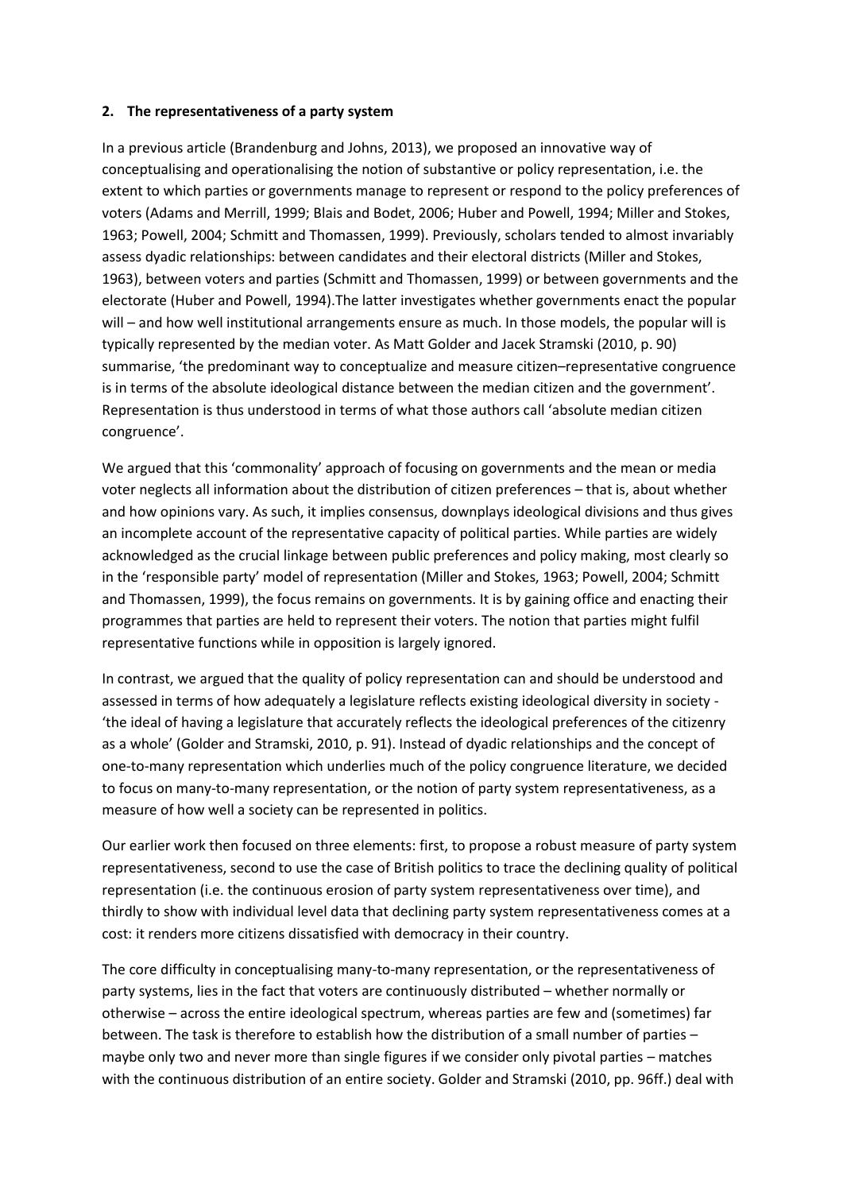**2. The representativeness of a party system**

In a previous article (Brandenburg and Johns, 2013), we proposed an innovative way of conceptualising and operationalising the notion of substantive or policy representation, i.e. the extent to which parties or governments manage to represent or respond to the policy preferences of voters (Adams and Merrill, 1999; Blais and Bodet, 2006; Huber and Powell, 1994; Miller and Stokes, 1963; Powell, 2004; Schmitt and Thomassen, 1999). Previously, scholars tended to almost invariably assess dyadic relationships: between candidates and their electoral districts (Miller and Stokes, 1963), between voters and parties (Schmitt and Thomassen, 1999) or between governments and the electorate (Huber and Powell, 1994).The latter investigates whether governments enact the popular will – and how well institutional arrangements ensure as much. In those models, the popular will is typically represented by the median voter. As Matt Golder and Jacek Stramski (2010, p. 90) summarise, 'the predominant way to conceptualize and measure citizen–representative congruence is in terms of the absolute ideological distance between the median citizen and the government'. Representation is thus understood in terms of what those authors call 'absolute median citizen congruence'.

We argued that this 'commonality' approach of focusing on governments and the mean or media voter neglects all information about the distribution of citizen preferences – that is, about whether and how opinions vary. As such, it implies consensus, downplays ideological divisions and thus gives an incomplete account of the representative capacity of political parties. While parties are widely acknowledged as the crucial linkage between public preferences and policy making, most clearly so in the 'responsible party' model of representation (Miller and Stokes, 1963; Powell, 2004; Schmitt and Thomassen, 1999), the focus remains on governments. It is by gaining office and enacting their programmes that parties are held to represent their voters. The notion that parties might fulfil representative functions while in opposition is largely ignored.

In contrast, we argued that the quality of policy representation can and should be understood and assessed in terms of how adequately a legislature reflects existing ideological diversity in society - 'the ideal of having a legislature that accurately reflects the ideological preferences of the citizenry as a whole' (Golder and Stramski, 2010, p. 91). Instead of dyadic relationships and the concept of one-to-many representation which underlies much of the policy congruence literature, we decided to focus on many-to-many representation, or the notion of party system representativeness, as a measure of how well a society can be represented in politics.

Our earlier work then focused on three elements: first, to propose a robust measure of party system representativeness, second to use the case of British politics to trace the declining quality of political representation (i.e. the continuous erosion of party system representativeness over time), and thirdly to show with individual level data that declining party system representativeness comes at a cost: it renders more citizens dissatisfied with democracy in their country.

The core difficulty in conceptualising many-to-many representation, or the representativeness of party systems, lies in the fact that voters are continuously distributed – whether normally or otherwise – across the entire ideological spectrum, whereas parties are few and (sometimes) far between. The task is therefore to establish how the distribution of a small number of parties – maybe only two and never more than single figures if we consider only pivotal parties – matches with the continuous distribution of an entire society. Golder and Stramski (2010, pp. 96ff.) deal with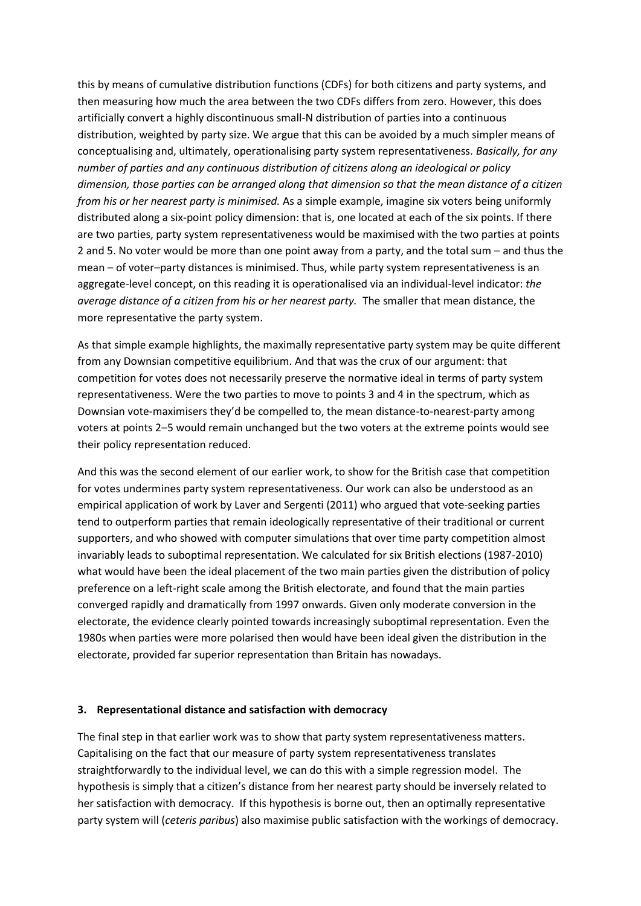this by means of cumulative distribution functions (CDFs) for both citizens and party systems, and then measuring how much the area between the two CDFs differs from zero. However, this does artificially convert a highly discontinuous small-N distribution of parties into a continuous distribution, weighted by party size. We argue that this can be avoided by a much simpler means of conceptualising and, ultimately, operationalising party system representativeness. *Basically, for any number of parties and any continuous distribution of citizens along an ideological or policy dimension, those parties can be arranged along that dimension so that the mean distance of a citizen from his or her nearest party is minimised.* As a simple example, imagine six voters being uniformly distributed along a six-point policy dimension: that is, one located at each of the six points. If there are two parties, party system representativeness would be maximised with the two parties at points 2 and 5. No voter would be more than one point away from a party, and the total sum – and thus the mean – of voter–party distances is minimised. Thus, while party system representativeness is an aggregate-level concept, on this reading it is operationalised via an individual-level indicator: *the average distance of a citizen from his or her nearest party.* The smaller that mean distance, the more representative the party system.

As that simple example highlights, the maximally representative party system may be quite different from any Downsian competitive equilibrium. And that was the crux of our argument: that competition for votes does not necessarily preserve the normative ideal in terms of party system representativeness. Were the two parties to move to points 3 and 4 in the spectrum, which as Downsian vote-maximisers they'd be compelled to, the mean distance-to-nearest-party among voters at points 2–5 would remain unchanged but the two voters at the extreme points would see their policy representation reduced.

And this was the second element of our earlier work, to show for the British case that competition for votes undermines party system representativeness. Our work can also be understood as an empirical application of work by Laver and Sergenti (2011) who argued that vote-seeking parties tend to outperform parties that remain ideologically representative of their traditional or current supporters, and who showed with computer simulations that over time party competition almost invariably leads to suboptimal representation. We calculated for six British elections (1987-2010) what would have been the ideal placement of the two main parties given the distribution of policy preference on a left-right scale among the British electorate, and found that the main parties converged rapidly and dramatically from 1997 onwards. Given only moderate conversion in the electorate, the evidence clearly pointed towards increasingly suboptimal representation. Even the 1980s when parties were more polarised then would have been ideal given the distribution in the electorate, provided far superior representation than Britain has nowadays.

## 3. Representational distance and satisfaction with democracy

The final step in that earlier work was to show that party system representativeness matters. Capitalising on the fact that our measure of party system representativeness translates straightforwardly to the individual level, we can do this with a simple regression model. The hypothesis is simply that a citizen's distance from her nearest party should be inversely related to her satisfaction with democracy. If this hypothesis is borne out, then an optimally representative party system will (*ceteris paribus*) also maximise public satisfaction with the workings of democracy.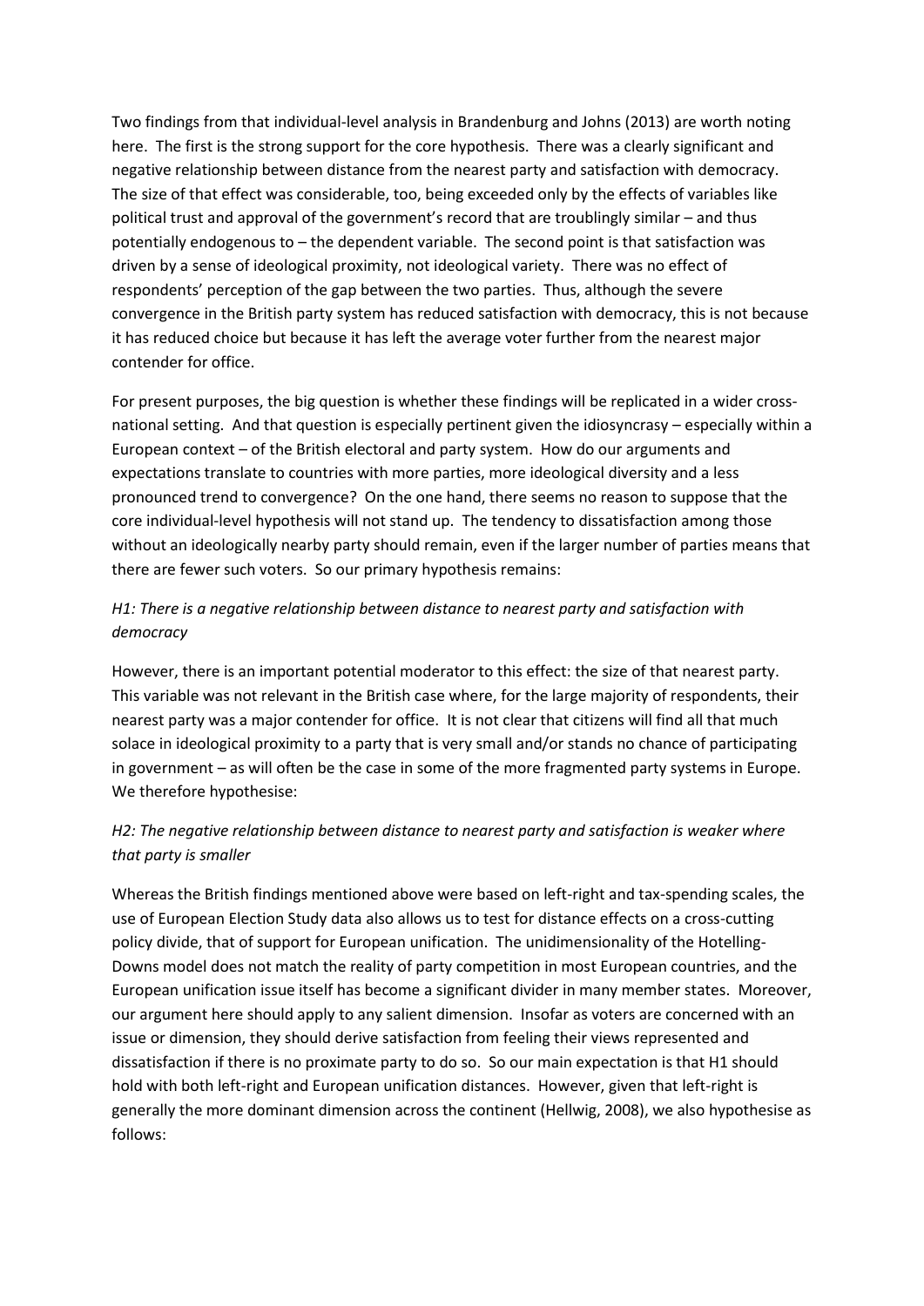Two findings from that individual-level analysis in Brandenburg and Johns (2013) are worth noting here. The first is the strong support for the core hypothesis. There was a clearly significant and negative relationship between distance from the nearest party and satisfaction with democracy. The size of that effect was considerable, too, being exceeded only by the effects of variables like political trust and approval of the government's record that are troublingly similar – and thus potentially endogenous to – the dependent variable. The second point is that satisfaction was driven by a sense of ideological proximity, not ideological variety. There was no effect of respondents' perception of the gap between the two parties. Thus, although the severe convergence in the British party system has reduced satisfaction with democracy, this is not because it has reduced choice but because it has left the average voter further from the nearest major contender for office.

For present purposes, the big question is whether these findings will be replicated in a wider cross-national setting. And that question is especially pertinent given the idiosyncrasy – especially within a European context – of the British electoral and party system. How do our arguments and expectations translate to countries with more parties, more ideological diversity and a less pronounced trend to convergence? On the one hand, there seems no reason to suppose that the core individual-level hypothesis will not stand up. The tendency to dissatisfaction among those without an ideologically nearby party should remain, even if the larger number of parties means that there are fewer such voters. So our primary hypothesis remains:

*H1: There is a negative relationship between distance to nearest party and satisfaction with democracy*

However, there is an important potential moderator to this effect: the size of that nearest party. This variable was not relevant in the British case where, for the large majority of respondents, their nearest party was a major contender for office. It is not clear that citizens will find all that much solace in ideological proximity to a party that is very small and/or stands no chance of participating in government – as will often be the case in some of the more fragmented party systems in Europe. We therefore hypothesise:

*H2: The negative relationship between distance to nearest party and satisfaction is weaker where that party is smaller*

Whereas the British findings mentioned above were based on left-right and tax-spending scales, the use of European Election Study data also allows us to test for distance effects on a cross-cutting policy divide, that of support for European unification. The unidimensionality of the Hotelling-Downs model does not match the reality of party competition in most European countries, and the European unification issue itself has become a significant divider in many member states. Moreover, our argument here should apply to any salient dimension. Insofar as voters are concerned with an issue or dimension, they should derive satisfaction from feeling their views represented and dissatisfaction if there is no proximate party to do so. So our main expectation is that H1 should hold with both left-right and European unification distances. However, given that left-right is generally the more dominant dimension across the continent (Hellwig, 2008), we also hypothesise as follows: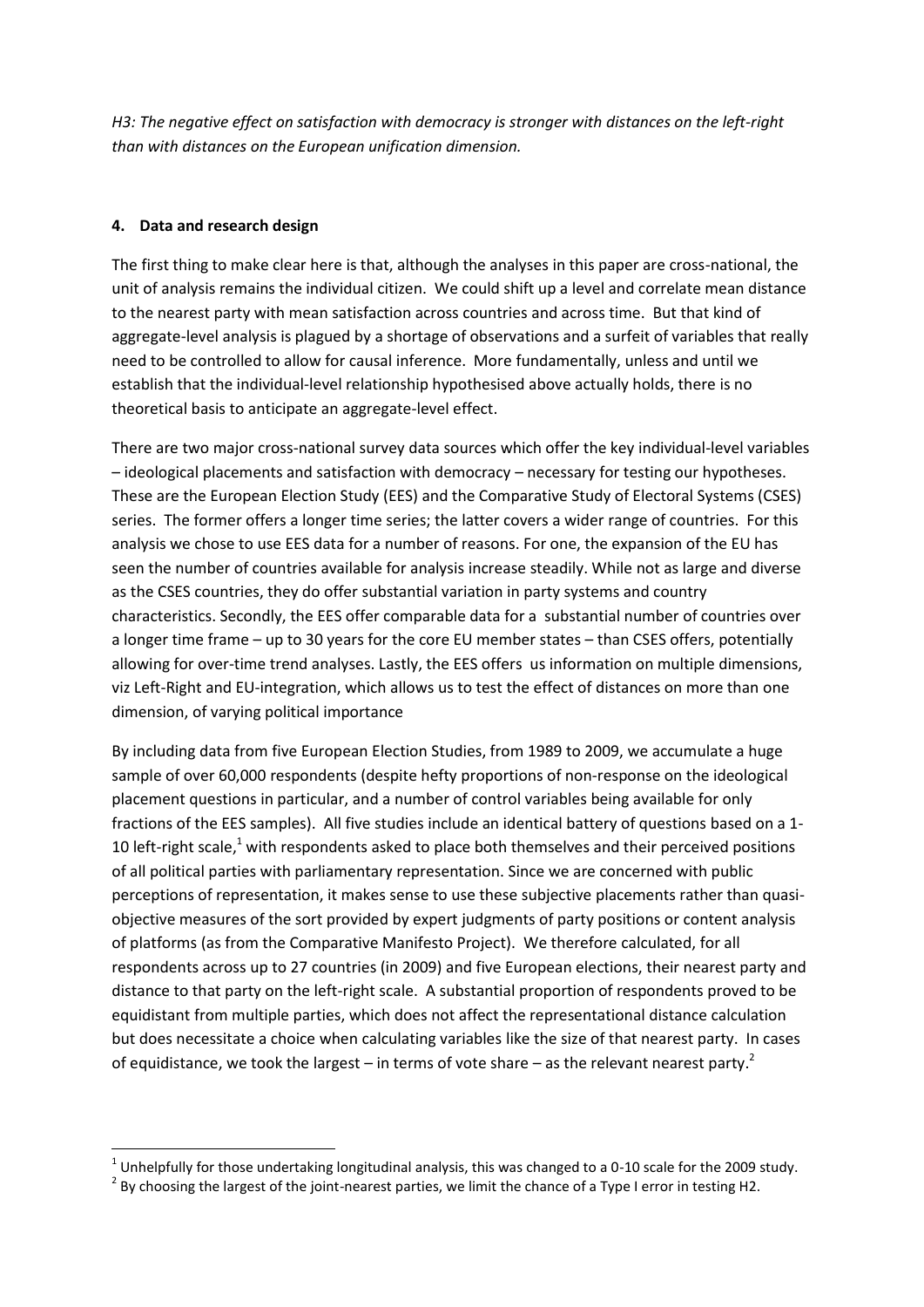*H3: The negative effect on satisfaction with democracy is stronger with distances on the left-right than with distances on the European unification dimension.*

## 4. Data and research design

The first thing to make clear here is that, although the analyses in this paper are cross-national, the unit of analysis remains the individual citizen. We could shift up a level and correlate mean distance to the nearest party with mean satisfaction across countries and across time. But that kind of aggregate-level analysis is plagued by a shortage of observations and a surfeit of variables that really need to be controlled to allow for causal inference. More fundamentally, unless and until we establish that the individual-level relationship hypothesised above actually holds, there is no theoretical basis to anticipate an aggregate-level effect.

There are two major cross-national survey data sources which offer the key individual-level variables – ideological placements and satisfaction with democracy – necessary for testing our hypotheses. These are the European Election Study (EES) and the Comparative Study of Electoral Systems (CSES) series. The former offers a longer time series; the latter covers a wider range of countries. For this analysis we chose to use EES data for a number of reasons. For one, the expansion of the EU has seen the number of countries available for analysis increase steadily. While not as large and diverse as the CSES countries, they do offer substantial variation in party systems and country characteristics. Secondly, the EES offer comparable data for a substantial number of countries over a longer time frame – up to 30 years for the core EU member states – than CSES offers, potentially allowing for over-time trend analyses. Lastly, the EES offers us information on multiple dimensions, viz Left-Right and EU-integration, which allows us to test the effect of distances on more than one dimension, of varying political importance

By including data from five European Election Studies, from 1989 to 2009, we accumulate a huge sample of over 60,000 respondents (despite hefty proportions of non-response on the ideological placement questions in particular, and a number of control variables being available for only fractions of the EES samples). All five studies include an identical battery of questions based on a 1-10 left-right scale,[1] with respondents asked to place both themselves and their perceived positions of all political parties with parliamentary representation. Since we are concerned with public perceptions of representation, it makes sense to use these subjective placements rather than quasi-objective measures of the sort provided by expert judgments of party positions or content analysis of platforms (as from the Comparative Manifesto Project). We therefore calculated, for all respondents across up to 27 countries (in 2009) and five European elections, their nearest party and distance to that party on the left-right scale. A substantial proportion of respondents proved to be equidistant from multiple parties, which does not affect the representational distance calculation but does necessitate a choice when calculating variables like the size of that nearest party. In cases of equidistance, we took the largest – in terms of vote share – as the relevant nearest party.[2]

---

[1] Unhelpfully for those undertaking longitudinal analysis, this was changed to a 0-10 scale for the 2009 study.

[2] By choosing the largest of the joint-nearest parties, we limit the chance of a Type I error in testing H2.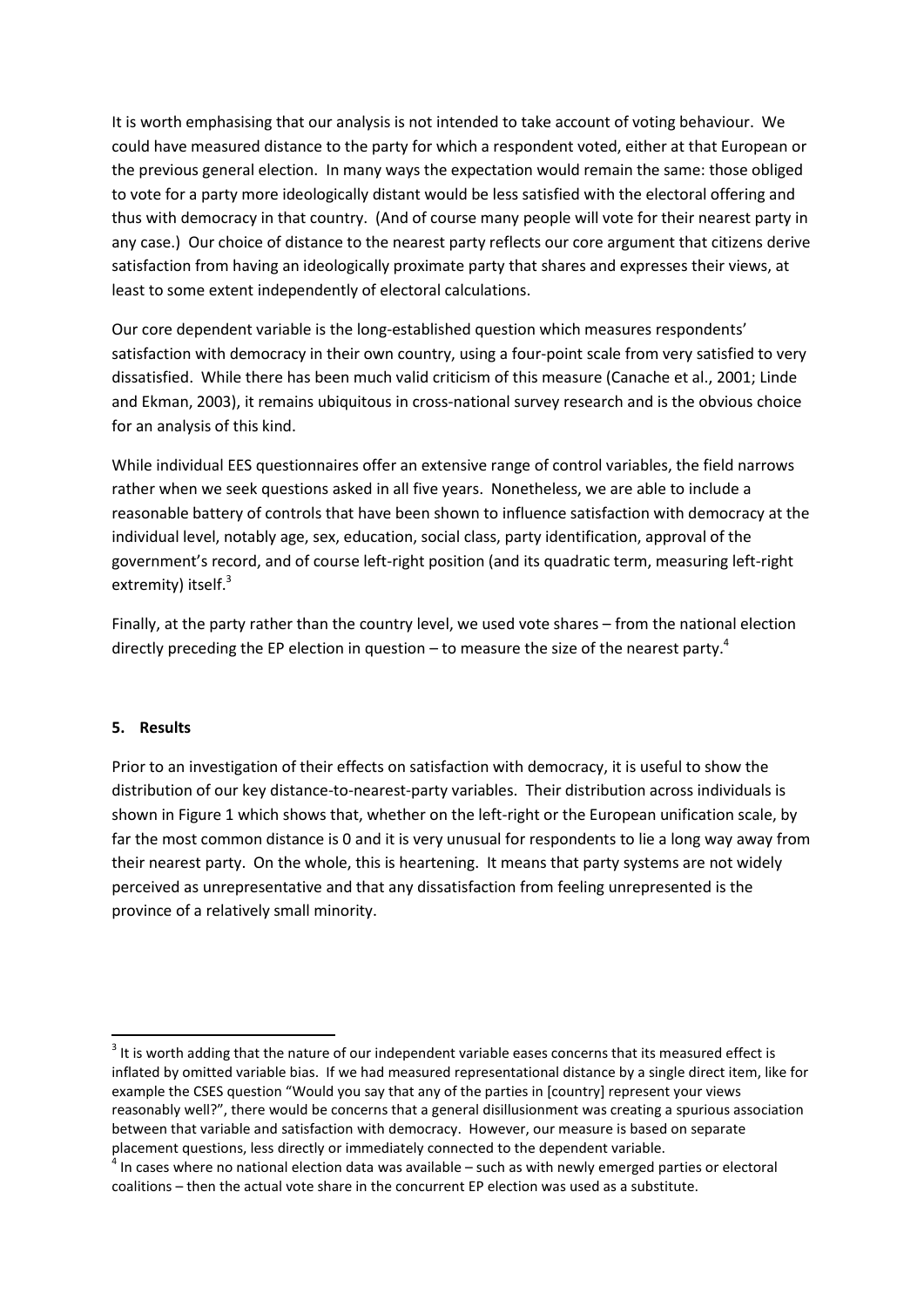It is worth emphasising that our analysis is not intended to take account of voting behaviour. We could have measured distance to the party for which a respondent voted, either at that European or the previous general election. In many ways the expectation would remain the same: those obliged to vote for a party more ideologically distant would be less satisfied with the electoral offering and thus with democracy in that country. (And of course many people will vote for their nearest party in any case.) Our choice of distance to the nearest party reflects our core argument that citizens derive satisfaction from having an ideologically proximate party that shares and expresses their views, at least to some extent independently of electoral calculations.

Our core dependent variable is the long-established question which measures respondents' satisfaction with democracy in their own country, using a four-point scale from very satisfied to very dissatisfied. While there has been much valid criticism of this measure (Canache et al., 2001; Linde and Ekman, 2003), it remains ubiquitous in cross-national survey research and is the obvious choice for an analysis of this kind.

While individual EES questionnaires offer an extensive range of control variables, the field narrows rather when we seek questions asked in all five years. Nonetheless, we are able to include a reasonable battery of controls that have been shown to influence satisfaction with democracy at the individual level, notably age, sex, education, social class, party identification, approval of the government's record, and of course left-right position (and its quadratic term, measuring left-right extremity) itself.[3]

Finally, at the party rather than the country level, we used vote shares – from the national election directly preceding the EP election in question – to measure the size of the nearest party.[4]

## 5. Results

Prior to an investigation of their effects on satisfaction with democracy, it is useful to show the distribution of our key distance-to-nearest-party variables. Their distribution across individuals is shown in Figure 1 which shows that, whether on the left-right or the European unification scale, by far the most common distance is 0 and it is very unusual for respondents to lie a long way away from their nearest party. On the whole, this is heartening. It means that party systems are not widely perceived as unrepresentative and that any dissatisfaction from feeling unrepresented is the province of a relatively small minority.

[3] It is worth adding that the nature of our independent variable eases concerns that its measured effect is inflated by omitted variable bias. If we had measured representational distance by a single direct item, like for example the CSES question "Would you say that any of the parties in [country] represent your views reasonably well?", there would be concerns that a general disillusionment was creating a spurious association between that variable and satisfaction with democracy. However, our measure is based on separate placement questions, less directly or immediately connected to the dependent variable.

[4] In cases where no national election data was available – such as with newly emerged parties or electoral coalitions – then the actual vote share in the concurrent EP election was used as a substitute.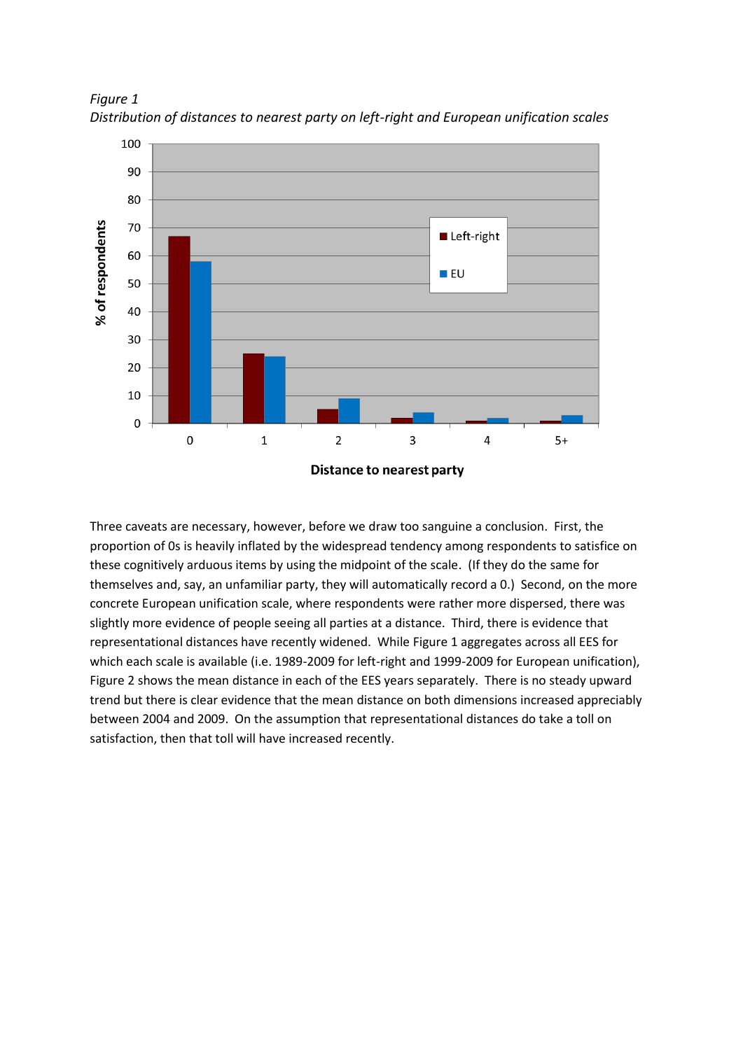*Figure 1*
*Distribution of distances to nearest party on left-right and European unification scales*

Three caveats are necessary, however, before we draw too sanguine a conclusion. First, the proportion of 0s is heavily inflated by the widespread tendency among respondents to satisfice on these cognitively arduous items by using the midpoint of the scale. (If they do the same for themselves and, say, an unfamiliar party, they will automatically record a 0.) Second, on the more concrete European unification scale, where respondents were rather more dispersed, there was slightly more evidence of people seeing all parties at a distance. Third, there is evidence that representational distances have recently widened. While Figure 1 aggregates across all EES for which each scale is available (i.e. 1989-2009 for left-right and 1999-2009 for European unification), Figure 2 shows the mean distance in each of the EES years separately. There is no steady upward trend but there is clear evidence that the mean distance on both dimensions increased appreciably between 2004 and 2009. On the assumption that representational distances do take a toll on satisfaction, then that toll will have increased recently.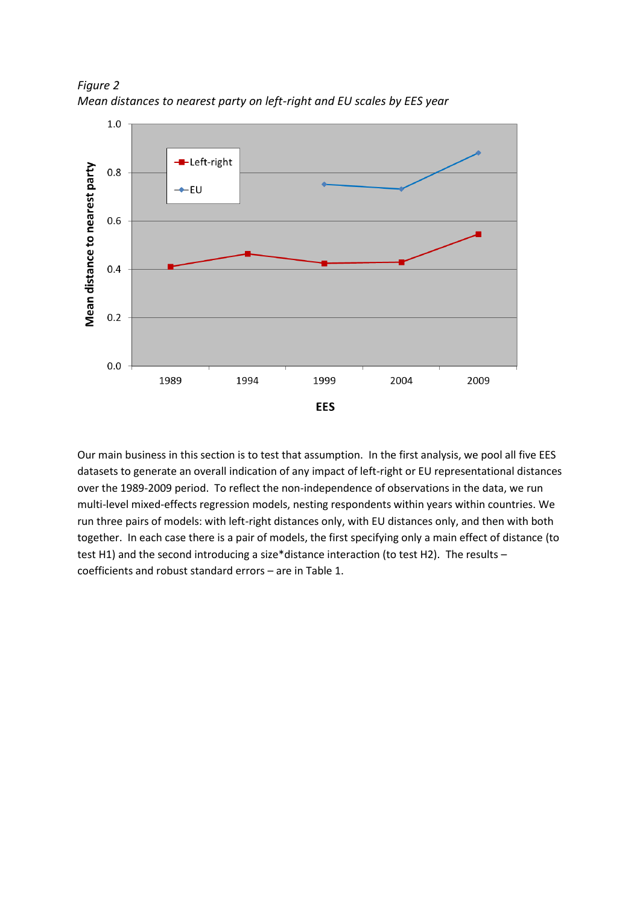*Figure 2*
*Mean distances to nearest party on left-right and EU scales by EES year*

Our main business in this section is to test that assumption. In the first analysis, we pool all five EES datasets to generate an overall indication of any impact of left-right or EU representational distances over the 1989-2009 period. To reflect the non-independence of observations in the data, we run multi-level mixed-effects regression models, nesting respondents within years within countries. We run three pairs of models: with left-right distances only, with EU distances only, and then with both together. In each case there is a pair of models, the first specifying only a main effect of distance (to test H1) and the second introducing a size*distance interaction (to test H2). The results – coefficients and robust standard errors – are in Table 1.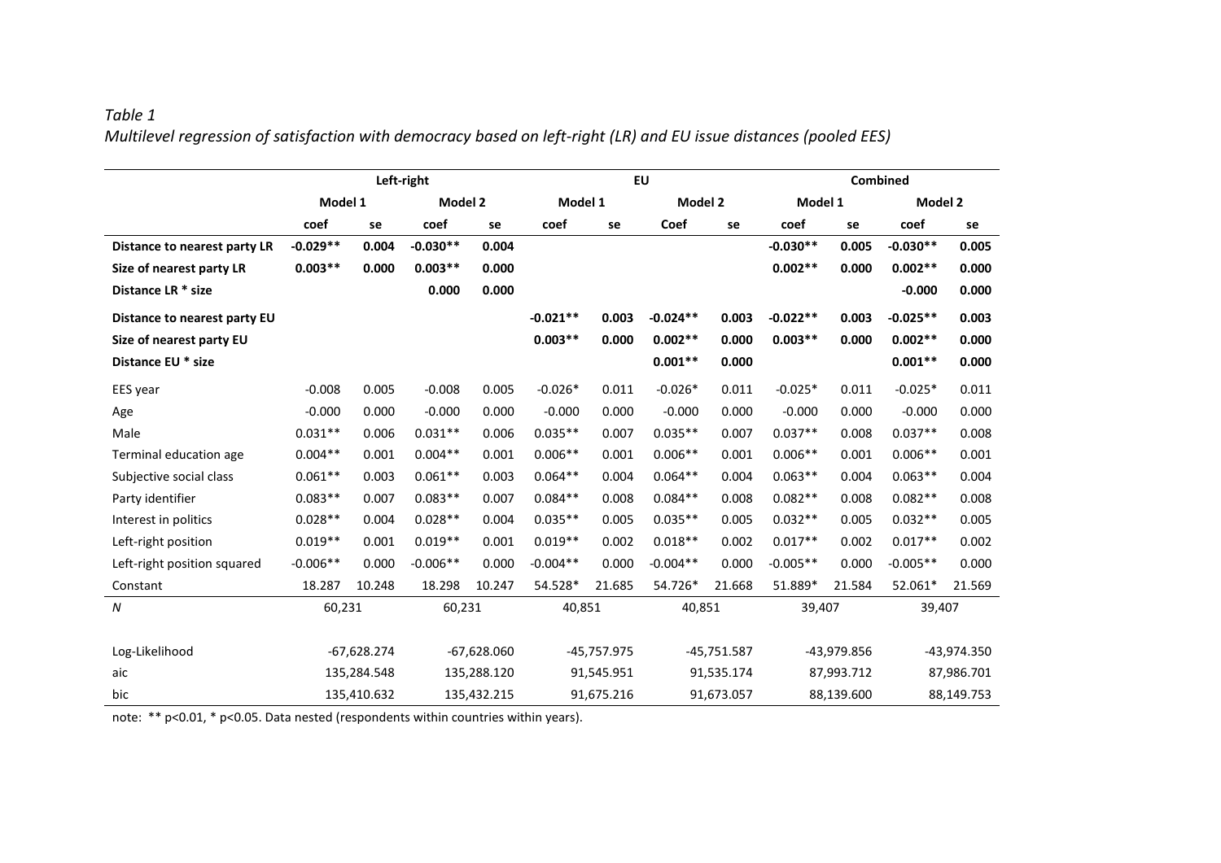*Table 1*
*Multilevel regression of satisfaction with democracy based on left-right (LR) and EU issue distances (pooled EES)*

| | Left-right | | | | EU | | | | Combined | | | |
|---|---|---|---|---|---|---|---|---|---|---|---|---|
| | Model 1 | | Model 2 | | Model 1 | | Model 2 | | Model 1 | | Model 2 | |
| | coef | se | coef | se | coef | se | Coef | se | coef | se | coef | se |
| **Distance to nearest party LR** | **-0.029\*\*** | **0.004** | **-0.030\*\*** | **0.004** | | | | | **-0.030\*\*** | **0.005** | **-0.030\*\*** | **0.005** |
| **Size of nearest party LR** | **0.003\*\*** | **0.000** | **0.003\*\*** | **0.000** | | | | | **0.002\*\*** | **0.000** | **0.002\*\*** | **0.000** |
| **Distance LR \* size** | | | **0.000** | **0.000** | | | | | | | **-0.000** | **0.000** |
| **Distance to nearest party EU** | | | | | **-0.021\*\*** | **0.003** | **-0.024\*\*** | **0.003** | **-0.022\*\*** | **0.003** | **-0.025\*\*** | **0.003** |
| **Size of nearest party EU** | | | | | **0.003\*\*** | **0.000** | **0.002\*\*** | **0.000** | **0.003\*\*** | **0.000** | **0.002\*\*** | **0.000** |
| **Distance EU \* size** | | | | | | | **0.001\*\*** | **0.000** | | | **0.001\*\*** | **0.000** |
| EES year | -0.008 | 0.005 | -0.008 | 0.005 | -0.026\* | 0.011 | -0.026\* | 0.011 | -0.025\* | 0.011 | -0.025\* | 0.011 |
| Age | -0.000 | 0.000 | -0.000 | 0.000 | -0.000 | 0.000 | -0.000 | 0.000 | -0.000 | 0.000 | -0.000 | 0.000 |
| Male | 0.031\*\* | 0.006 | 0.031\*\* | 0.006 | 0.035\*\* | 0.007 | 0.035\*\* | 0.007 | 0.037\*\* | 0.008 | 0.037\*\* | 0.008 |
| Terminal education age | 0.004\*\* | 0.001 | 0.004\*\* | 0.001 | 0.006\*\* | 0.001 | 0.006\*\* | 0.001 | 0.006\*\* | 0.001 | 0.006\*\* | 0.001 |
| Subjective social class | 0.061\*\* | 0.003 | 0.061\*\* | 0.003 | 0.064\*\* | 0.004 | 0.064\*\* | 0.004 | 0.063\*\* | 0.004 | 0.063\*\* | 0.004 |
| Party identifier | 0.083\*\* | 0.007 | 0.083\*\* | 0.007 | 0.084\*\* | 0.008 | 0.084\*\* | 0.008 | 0.082\*\* | 0.008 | 0.082\*\* | 0.008 |
| Interest in politics | 0.028\*\* | 0.004 | 0.028\*\* | 0.004 | 0.035\*\* | 0.005 | 0.035\*\* | 0.005 | 0.032\*\* | 0.005 | 0.032\*\* | 0.005 |
| Left-right position | 0.019\*\* | 0.001 | 0.019\*\* | 0.001 | 0.019\*\* | 0.002 | 0.018\*\* | 0.002 | 0.017\*\* | 0.002 | 0.017\*\* | 0.002 |
| Left-right position squared | -0.006\*\* | 0.000 | -0.006\*\* | 0.000 | -0.004\*\* | 0.000 | -0.004\*\* | 0.000 | -0.005\*\* | 0.000 | -0.005\*\* | 0.000 |
| Constant | 18.287 | 10.248 | 18.298 | 10.247 | 54.528\* | 21.685 | 54.726\* | 21.668 | 51.889\* | 21.584 | 52.061\* | 21.569 |
| *N* | 60,231 | | 60,231 | | 40,851 | | 40,851 | | 39,407 | | 39,407 | |
| Log-Likelihood | | -67,628.274 | | -67,628.060 | | -45,757.975 | | -45,751.587 | | -43,979.856 | | -43,974.350 |
| aic | | 135,284.548 | | 135,288.120 | | 91,545.951 | | 91,535.174 | | 87,993.712 | | 87,986.701 |
| bic | | 135,410.632 | | 135,432.215 | | 91,675.216 | | 91,673.057 | | 88,139.600 | | 88,149.753 |

note: \*\* p<0.01, \* p<0.05. Data nested (respondents within countries within years).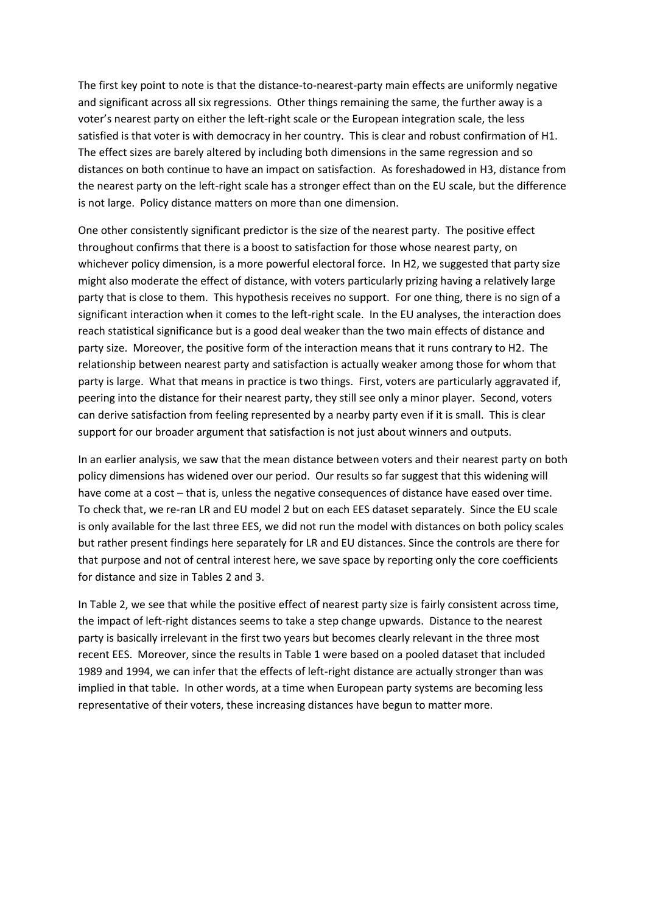The first key point to note is that the distance-to-nearest-party main effects are uniformly negative and significant across all six regressions. Other things remaining the same, the further away is a voter's nearest party on either the left-right scale or the European integration scale, the less satisfied is that voter is with democracy in her country. This is clear and robust confirmation of H1. The effect sizes are barely altered by including both dimensions in the same regression and so distances on both continue to have an impact on satisfaction. As foreshadowed in H3, distance from the nearest party on the left-right scale has a stronger effect than on the EU scale, but the difference is not large. Policy distance matters on more than one dimension.

One other consistently significant predictor is the size of the nearest party. The positive effect throughout confirms that there is a boost to satisfaction for those whose nearest party, on whichever policy dimension, is a more powerful electoral force. In H2, we suggested that party size might also moderate the effect of distance, with voters particularly prizing having a relatively large party that is close to them. This hypothesis receives no support. For one thing, there is no sign of a significant interaction when it comes to the left-right scale. In the EU analyses, the interaction does reach statistical significance but is a good deal weaker than the two main effects of distance and party size. Moreover, the positive form of the interaction means that it runs contrary to H2. The relationship between nearest party and satisfaction is actually weaker among those for whom that party is large. What that means in practice is two things. First, voters are particularly aggravated if, peering into the distance for their nearest party, they still see only a minor player. Second, voters can derive satisfaction from feeling represented by a nearby party even if it is small. This is clear support for our broader argument that satisfaction is not just about winners and outputs.

In an earlier analysis, we saw that the mean distance between voters and their nearest party on both policy dimensions has widened over our period. Our results so far suggest that this widening will have come at a cost – that is, unless the negative consequences of distance have eased over time. To check that, we re-ran LR and EU model 2 but on each EES dataset separately. Since the EU scale is only available for the last three EES, we did not run the model with distances on both policy scales but rather present findings here separately for LR and EU distances. Since the controls are there for that purpose and not of central interest here, we save space by reporting only the core coefficients for distance and size in Tables 2 and 3.

In Table 2, we see that while the positive effect of nearest party size is fairly consistent across time, the impact of left-right distances seems to take a step change upwards. Distance to the nearest party is basically irrelevant in the first two years but becomes clearly relevant in the three most recent EES. Moreover, since the results in Table 1 were based on a pooled dataset that included 1989 and 1994, we can infer that the effects of left-right distance are actually stronger than was implied in that table. In other words, at a time when European party systems are becoming less representative of their voters, these increasing distances have begun to matter more.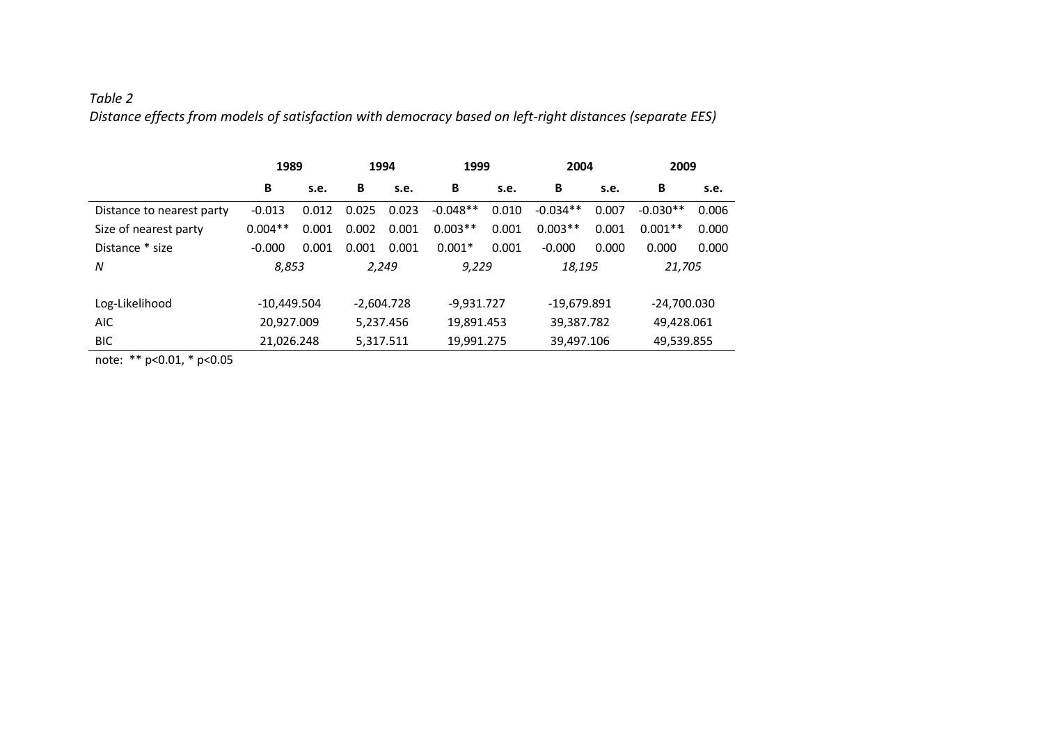*Table 2*
*Distance effects from models of satisfaction with democracy based on left-right distances (separate EES)*

| | 1989 | | 1994 | | 1999 | | 2004 | | 2009 | |
|---|---|---|---|---|---|---|---|---|---|---|
| | B | s.e. | B | s.e. | B | s.e. | B | s.e. | B | s.e. |
| Distance to nearest party | -0.013 | 0.012 | 0.025 | 0.023 | -0.048** | 0.010 | -0.034** | 0.007 | -0.030** | 0.006 |
| Size of nearest party | 0.004** | 0.001 | 0.002 | 0.001 | 0.003** | 0.001 | 0.003** | 0.001 | 0.001** | 0.000 |
| Distance * size | -0.000 | 0.001 | 0.001 | 0.001 | 0.001* | 0.001 | -0.000 | 0.000 | 0.000 | 0.000 |
| *N* | *8,853* | | *2,249* | | *9,229* | | *18,195* | | *21,705* | |
| Log-Likelihood | -10,449.504 | | -2,604.728 | | -9,931.727 | | -19,679.891 | | -24,700.030 | |
| AIC | 20,927.009 | | 5,237.456 | | 19,891.453 | | 39,387.782 | | 49,428.061 | |
| BIC | 21,026.248 | | 5,317.511 | | 19,991.275 | | 39,497.106 | | 49,539.855 | |

note: ** p<0.01, * p<0.05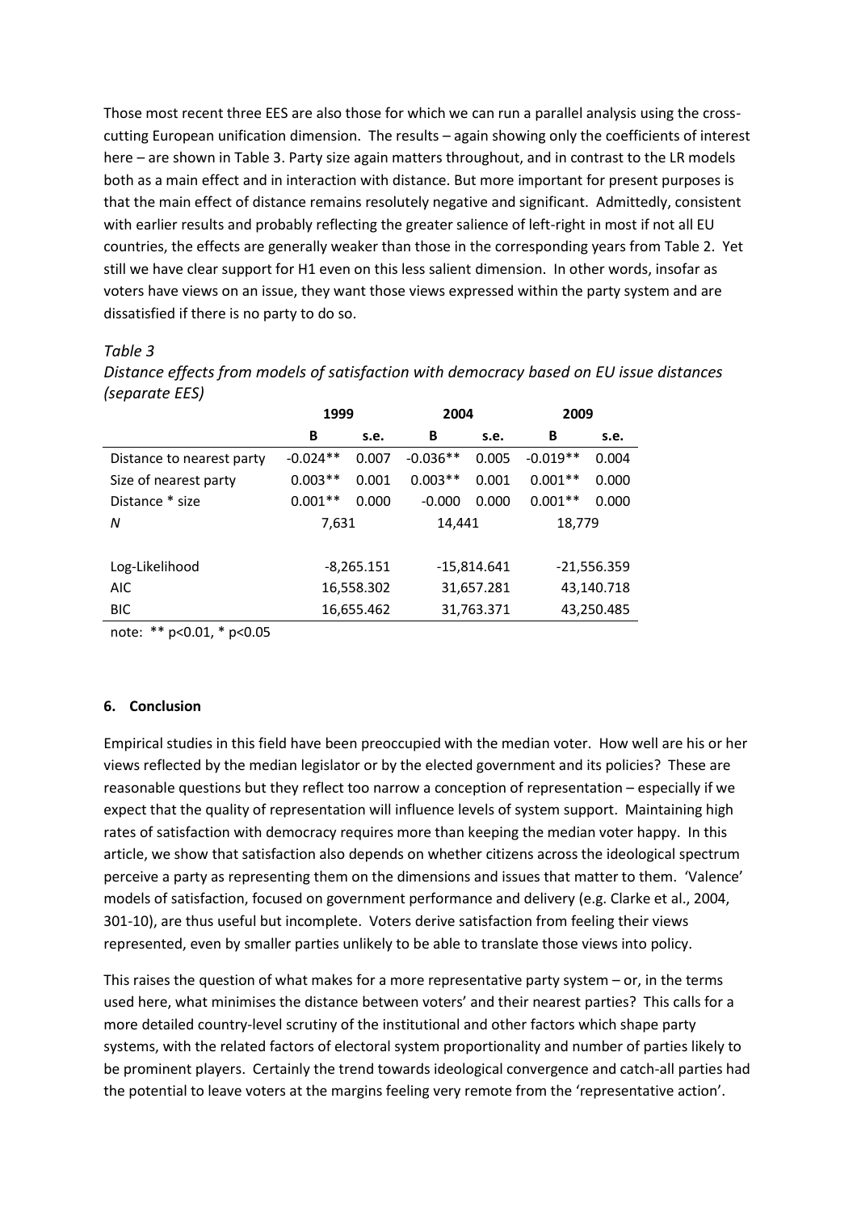Those most recent three EES are also those for which we can run a parallel analysis using the cross-cutting European unification dimension. The results – again showing only the coefficients of interest here – are shown in Table 3. Party size again matters throughout, and in contrast to the LR models both as a main effect and in interaction with distance. But more important for present purposes is that the main effect of distance remains resolutely negative and significant. Admittedly, consistent with earlier results and probably reflecting the greater salience of left-right in most if not all EU countries, the effects are generally weaker than those in the corresponding years from Table 2. Yet still we have clear support for H1 even on this less salient dimension. In other words, insofar as voters have views on an issue, they want those views expressed within the party system and are dissatisfied if there is no party to do so.

*Table 3*

*Distance effects from models of satisfaction with democracy based on EU issue distances (separate EES)*

| | 1999 | | 2004 | | 2009 | |
|---|---|---|---|---|---|---|
| | **B** | **s.e.** | **B** | **s.e.** | **B** | **s.e.** |
| Distance to nearest party | -0.024** | 0.007 | -0.036** | 0.005 | -0.019** | 0.004 |
| Size of nearest party | 0.003** | 0.001 | 0.003** | 0.001 | 0.001** | 0.000 |
| Distance * size | 0.001** | 0.000 | -0.000 | 0.000 | 0.001** | 0.000 |
| *N* | 7,631 | | 14,441 | | 18,779 | |
| Log-Likelihood | -8,265.151 | | -15,814.641 | | -21,556.359 | |
| AIC | 16,558.302 | | 31,657.281 | | 43,140.718 | |
| BIC | 16,655.462 | | 31,763.371 | | 43,250.485 | |

note: ** p<0.01, * p<0.05

## 6. Conclusion

Empirical studies in this field have been preoccupied with the median voter. How well are his or her views reflected by the median legislator or by the elected government and its policies? These are reasonable questions but they reflect too narrow a conception of representation – especially if we expect that the quality of representation will influence levels of system support. Maintaining high rates of satisfaction with democracy requires more than keeping the median voter happy. In this article, we show that satisfaction also depends on whether citizens across the ideological spectrum perceive a party as representing them on the dimensions and issues that matter to them. 'Valence' models of satisfaction, focused on government performance and delivery (e.g. Clarke et al., 2004, 301-10), are thus useful but incomplete. Voters derive satisfaction from feeling their views represented, even by smaller parties unlikely to be able to translate those views into policy.

This raises the question of what makes for a more representative party system – or, in the terms used here, what minimises the distance between voters' and their nearest parties? This calls for a more detailed country-level scrutiny of the institutional and other factors which shape party systems, with the related factors of electoral system proportionality and number of parties likely to be prominent players. Certainly the trend towards ideological convergence and catch-all parties had the potential to leave voters at the margins feeling very remote from the 'representative action'.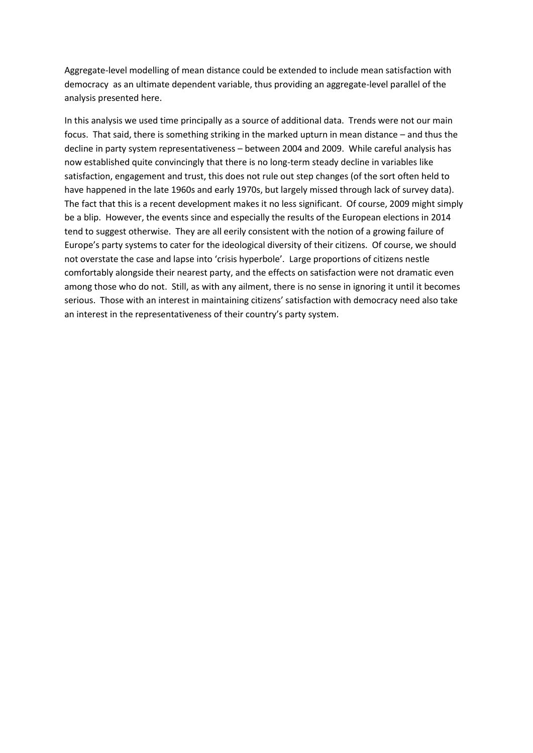Aggregate-level modelling of mean distance could be extended to include mean satisfaction with democracy  as an ultimate dependent variable, thus providing an aggregate-level parallel of the analysis presented here.

In this analysis we used time principally as a source of additional data.  Trends were not our main focus.  That said, there is something striking in the marked upturn in mean distance – and thus the decline in party system representativeness – between 2004 and 2009.  While careful analysis has now established quite convincingly that there is no long-term steady decline in variables like satisfaction, engagement and trust, this does not rule out step changes (of the sort often held to have happened in the late 1960s and early 1970s, but largely missed through lack of survey data).  The fact that this is a recent development makes it no less significant.  Of course, 2009 might simply be a blip.  However, the events since and especially the results of the European elections in 2014 tend to suggest otherwise.  They are all eerily consistent with the notion of a growing failure of Europe's party systems to cater for the ideological diversity of their citizens.  Of course, we should not overstate the case and lapse into 'crisis hyperbole'.  Large proportions of citizens nestle comfortably alongside their nearest party, and the effects on satisfaction were not dramatic even among those who do not.  Still, as with any ailment, there is no sense in ignoring it until it becomes serious.  Those with an interest in maintaining citizens' satisfaction with democracy need also take an interest in the representativeness of their country's party system.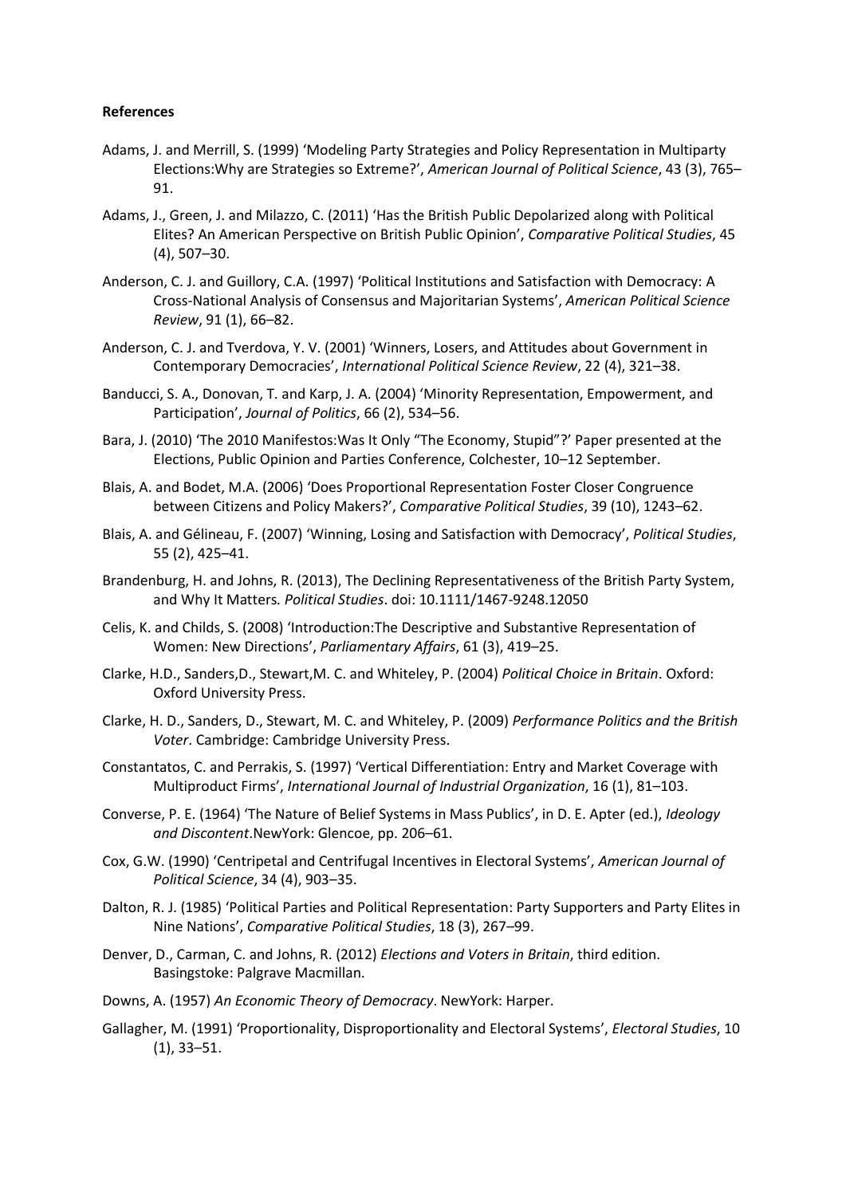**References**

Adams, J. and Merrill, S. (1999) 'Modeling Party Strategies and Policy Representation in Multiparty Elections:Why are Strategies so Extreme?', *American Journal of Political Science*, 43 (3), 765–91.

Adams, J., Green, J. and Milazzo, C. (2011) 'Has the British Public Depolarized along with Political Elites? An American Perspective on British Public Opinion', *Comparative Political Studies*, 45 (4), 507–30.

Anderson, C. J. and Guillory, C.A. (1997) 'Political Institutions and Satisfaction with Democracy: A Cross-National Analysis of Consensus and Majoritarian Systems', *American Political Science Review*, 91 (1), 66–82.

Anderson, C. J. and Tverdova, Y. V. (2001) 'Winners, Losers, and Attitudes about Government in Contemporary Democracies', *International Political Science Review*, 22 (4), 321–38.

Banducci, S. A., Donovan, T. and Karp, J. A. (2004) 'Minority Representation, Empowerment, and Participation', *Journal of Politics*, 66 (2), 534–56.

Bara, J. (2010) 'The 2010 Manifestos:Was It Only "The Economy, Stupid"?' Paper presented at the Elections, Public Opinion and Parties Conference, Colchester, 10–12 September.

Blais, A. and Bodet, M.A. (2006) 'Does Proportional Representation Foster Closer Congruence between Citizens and Policy Makers?', *Comparative Political Studies*, 39 (10), 1243–62.

Blais, A. and Gélineau, F. (2007) 'Winning, Losing and Satisfaction with Democracy', *Political Studies*, 55 (2), 425–41.

Brandenburg, H. and Johns, R. (2013), The Declining Representativeness of the British Party System, and Why It Matters*. Political Studies*. doi: 10.1111/1467-9248.12050

Celis, K. and Childs, S. (2008) 'Introduction:The Descriptive and Substantive Representation of Women: New Directions', *Parliamentary Affairs*, 61 (3), 419–25.

Clarke, H.D., Sanders,D., Stewart,M. C. and Whiteley, P. (2004) *Political Choice in Britain*. Oxford: Oxford University Press.

Clarke, H. D., Sanders, D., Stewart, M. C. and Whiteley, P. (2009) *Performance Politics and the British Voter*. Cambridge: Cambridge University Press.

Constantatos, C. and Perrakis, S. (1997) 'Vertical Differentiation: Entry and Market Coverage with Multiproduct Firms', *International Journal of Industrial Organization*, 16 (1), 81–103.

Converse, P. E. (1964) 'The Nature of Belief Systems in Mass Publics', in D. E. Apter (ed.), *Ideology and Discontent*.NewYork: Glencoe, pp. 206–61.

Cox, G.W. (1990) 'Centripetal and Centrifugal Incentives in Electoral Systems', *American Journal of Political Science*, 34 (4), 903–35.

Dalton, R. J. (1985) 'Political Parties and Political Representation: Party Supporters and Party Elites in Nine Nations', *Comparative Political Studies*, 18 (3), 267–99.

Denver, D., Carman, C. and Johns, R. (2012) *Elections and Voters in Britain*, third edition. Basingstoke: Palgrave Macmillan.

Downs, A. (1957) *An Economic Theory of Democracy*. NewYork: Harper.

Gallagher, M. (1991) 'Proportionality, Disproportionality and Electoral Systems', *Electoral Studies*, 10 (1), 33–51.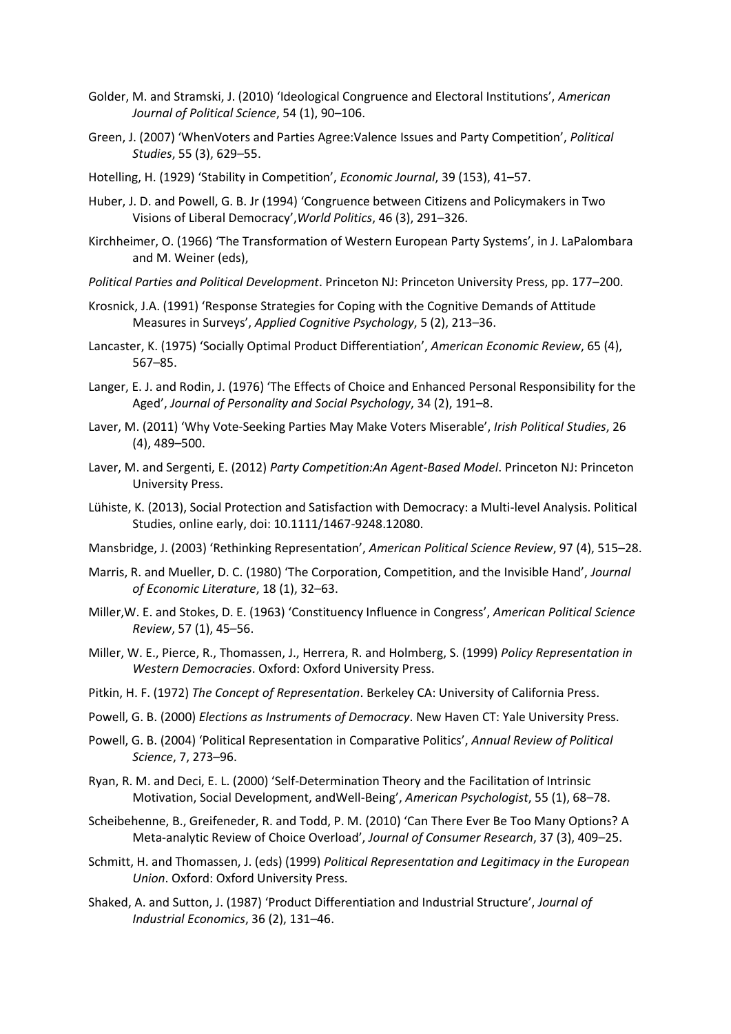Golder, M. and Stramski, J. (2010) 'Ideological Congruence and Electoral Institutions', *American Journal of Political Science*, 54 (1), 90–106.

Green, J. (2007) 'WhenVoters and Parties Agree:Valence Issues and Party Competition', *Political Studies*, 55 (3), 629–55.

Hotelling, H. (1929) 'Stability in Competition', *Economic Journal*, 39 (153), 41–57.

Huber, J. D. and Powell, G. B. Jr (1994) 'Congruence between Citizens and Policymakers in Two Visions of Liberal Democracy',*World Politics*, 46 (3), 291–326.

Kirchheimer, O. (1966) 'The Transformation of Western European Party Systems', in J. LaPalombara and M. Weiner (eds),

*Political Parties and Political Development*. Princeton NJ: Princeton University Press, pp. 177–200.

Krosnick, J.A. (1991) 'Response Strategies for Coping with the Cognitive Demands of Attitude Measures in Surveys', *Applied Cognitive Psychology*, 5 (2), 213–36.

Lancaster, K. (1975) 'Socially Optimal Product Differentiation', *American Economic Review*, 65 (4), 567–85.

Langer, E. J. and Rodin, J. (1976) 'The Effects of Choice and Enhanced Personal Responsibility for the Aged', *Journal of Personality and Social Psychology*, 34 (2), 191–8.

Laver, M. (2011) 'Why Vote-Seeking Parties May Make Voters Miserable', *Irish Political Studies*, 26 (4), 489–500.

Laver, M. and Sergenti, E. (2012) *Party Competition:An Agent-Based Model*. Princeton NJ: Princeton University Press.

Lühiste, K. (2013), Social Protection and Satisfaction with Democracy: a Multi-level Analysis. Political Studies, online early, doi: 10.1111/1467-9248.12080.

Mansbridge, J. (2003) 'Rethinking Representation', *American Political Science Review*, 97 (4), 515–28.

Marris, R. and Mueller, D. C. (1980) 'The Corporation, Competition, and the Invisible Hand', *Journal of Economic Literature*, 18 (1), 32–63.

Miller,W. E. and Stokes, D. E. (1963) 'Constituency Influence in Congress', *American Political Science Review*, 57 (1), 45–56.

Miller, W. E., Pierce, R., Thomassen, J., Herrera, R. and Holmberg, S. (1999) *Policy Representation in Western Democracies*. Oxford: Oxford University Press.

Pitkin, H. F. (1972) *The Concept of Representation*. Berkeley CA: University of California Press.

Powell, G. B. (2000) *Elections as Instruments of Democracy*. New Haven CT: Yale University Press.

Powell, G. B. (2004) 'Political Representation in Comparative Politics', *Annual Review of Political Science*, 7, 273–96.

Ryan, R. M. and Deci, E. L. (2000) 'Self-Determination Theory and the Facilitation of Intrinsic Motivation, Social Development, andWell-Being', *American Psychologist*, 55 (1), 68–78.

Scheibehenne, B., Greifeneder, R. and Todd, P. M. (2010) 'Can There Ever Be Too Many Options? A Meta-analytic Review of Choice Overload', *Journal of Consumer Research*, 37 (3), 409–25.

Schmitt, H. and Thomassen, J. (eds) (1999) *Political Representation and Legitimacy in the European Union*. Oxford: Oxford University Press.

Shaked, A. and Sutton, J. (1987) 'Product Differentiation and Industrial Structure', *Journal of Industrial Economics*, 36 (2), 131–46.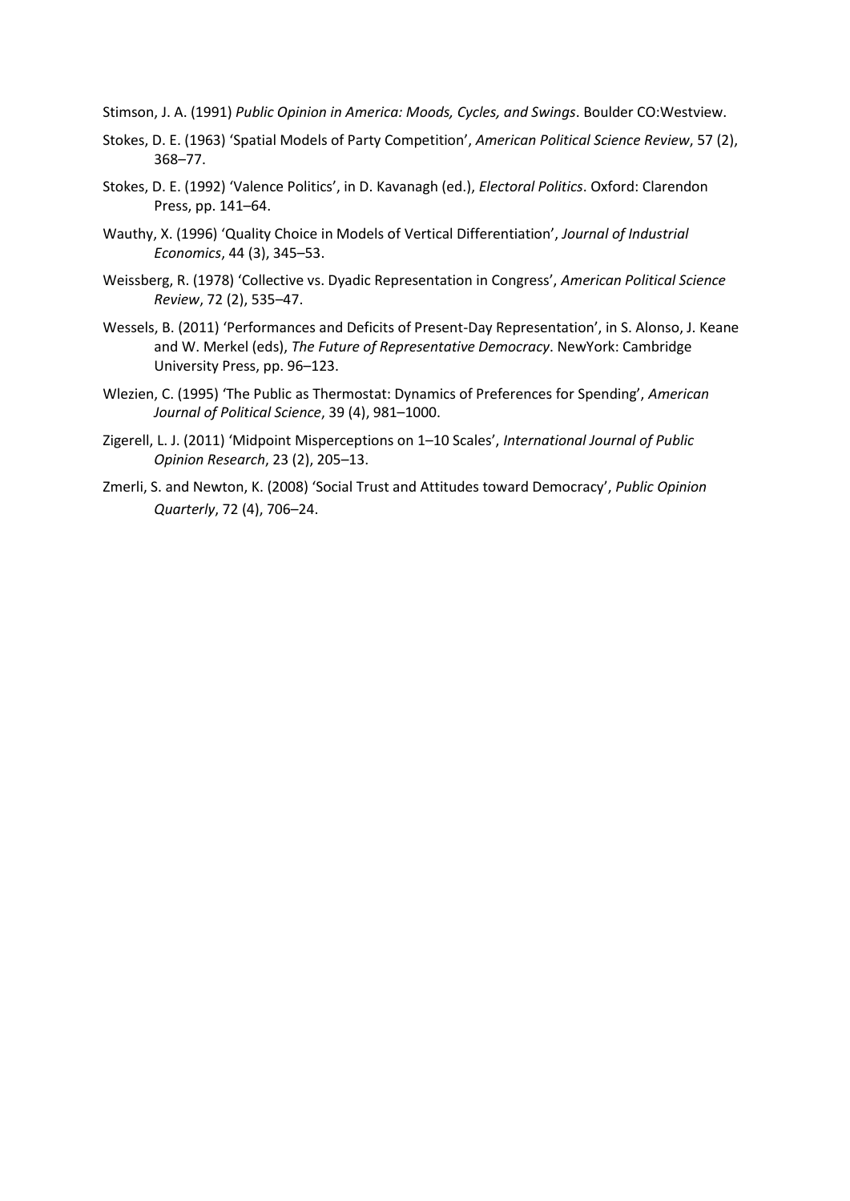Stimson, J. A. (1991) *Public Opinion in America: Moods, Cycles, and Swings*. Boulder CO:Westview.

Stokes, D. E. (1963) 'Spatial Models of Party Competition', *American Political Science Review*, 57 (2), 368–77.

Stokes, D. E. (1992) 'Valence Politics', in D. Kavanagh (ed.), *Electoral Politics*. Oxford: Clarendon Press, pp. 141–64.

Wauthy, X. (1996) 'Quality Choice in Models of Vertical Differentiation', *Journal of Industrial Economics*, 44 (3), 345–53.

Weissberg, R. (1978) 'Collective vs. Dyadic Representation in Congress', *American Political Science Review*, 72 (2), 535–47.

Wessels, B. (2011) 'Performances and Deficits of Present-Day Representation', in S. Alonso, J. Keane and W. Merkel (eds), *The Future of Representative Democracy*. NewYork: Cambridge University Press, pp. 96–123.

Wlezien, C. (1995) 'The Public as Thermostat: Dynamics of Preferences for Spending', *American Journal of Political Science*, 39 (4), 981–1000.

Zigerell, L. J. (2011) 'Midpoint Misperceptions on 1–10 Scales', *International Journal of Public Opinion Research*, 23 (2), 205–13.

Zmerli, S. and Newton, K. (2008) 'Social Trust and Attitudes toward Democracy', *Public Opinion Quarterly*, 72 (4), 706–24.